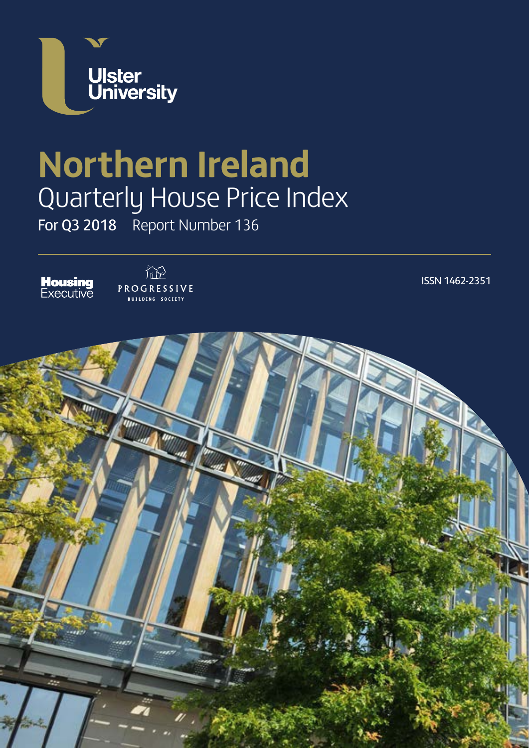Ulster University

# Northern Ireland

## Quarterly House Price Index

**For Q3 2018** Report Number 136

Housing Executive

PROGRESSIVE BUILDING SOCIETY

ISSN 1462-2351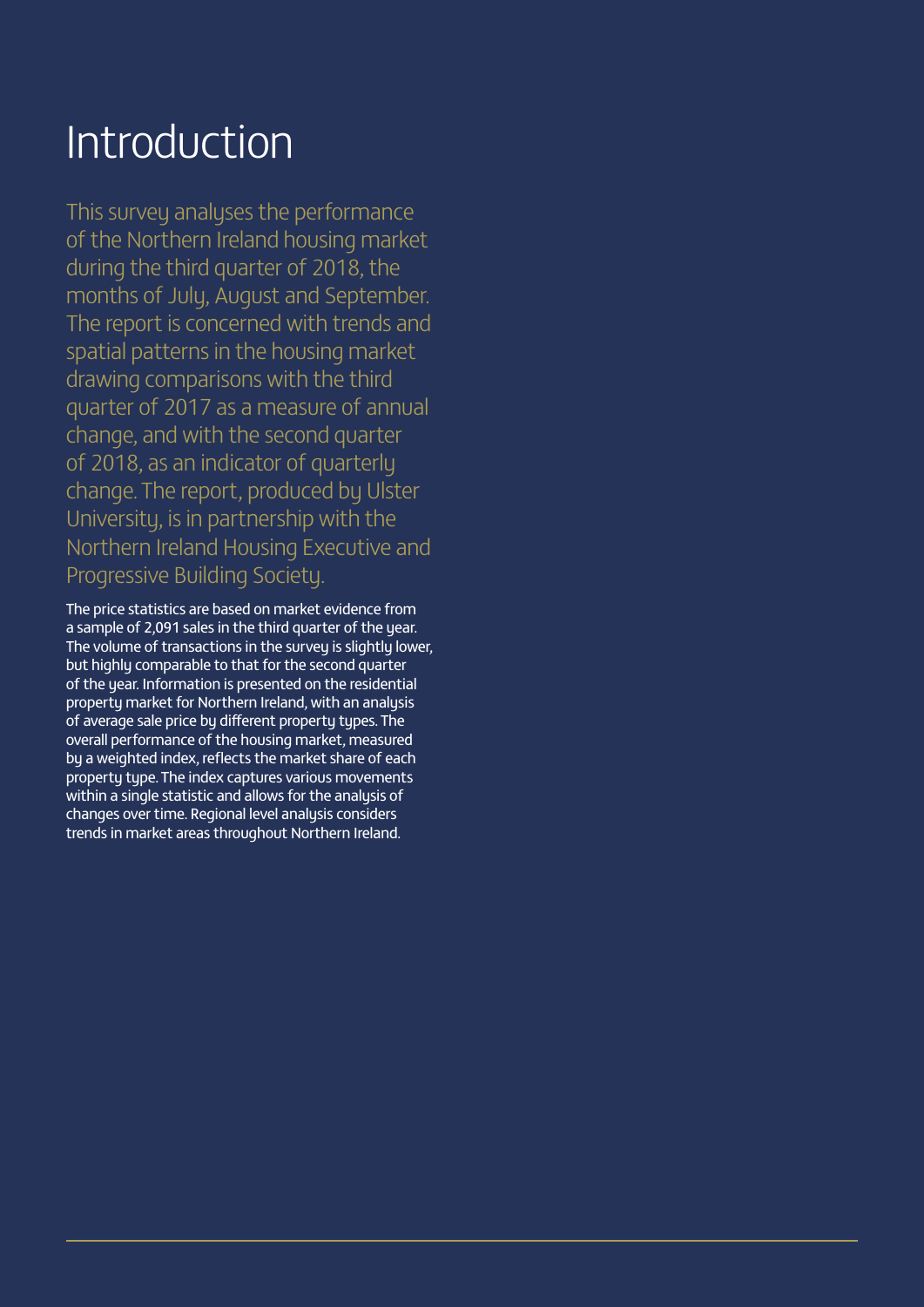# Introduction

This survey analyses the performance of the Northern Ireland housing market during the third quarter of 2018, the months of July, August and September. The report is concerned with trends and spatial patterns in the housing market drawing comparisons with the third quarter of 2017 as a measure of annual change, and with the second quarter of 2018, as an indicator of quarterly change. The report, produced by Ulster University, is in partnership with the Northern Ireland Housing Executive and Progressive Building Society.

The price statistics are based on market evidence from a sample of 2,091 sales in the third quarter of the year. The volume of transactions in the survey is slightly lower, but highly comparable to that for the second quarter of the year. Information is presented on the residential property market for Northern Ireland, with an analysis of average sale price by different property types. The overall performance of the housing market, measured by a weighted index, reflects the market share of each property type. The index captures various movements within a single statistic and allows for the analysis of changes over time. Regional level analysis considers trends in market areas throughout Northern Ireland.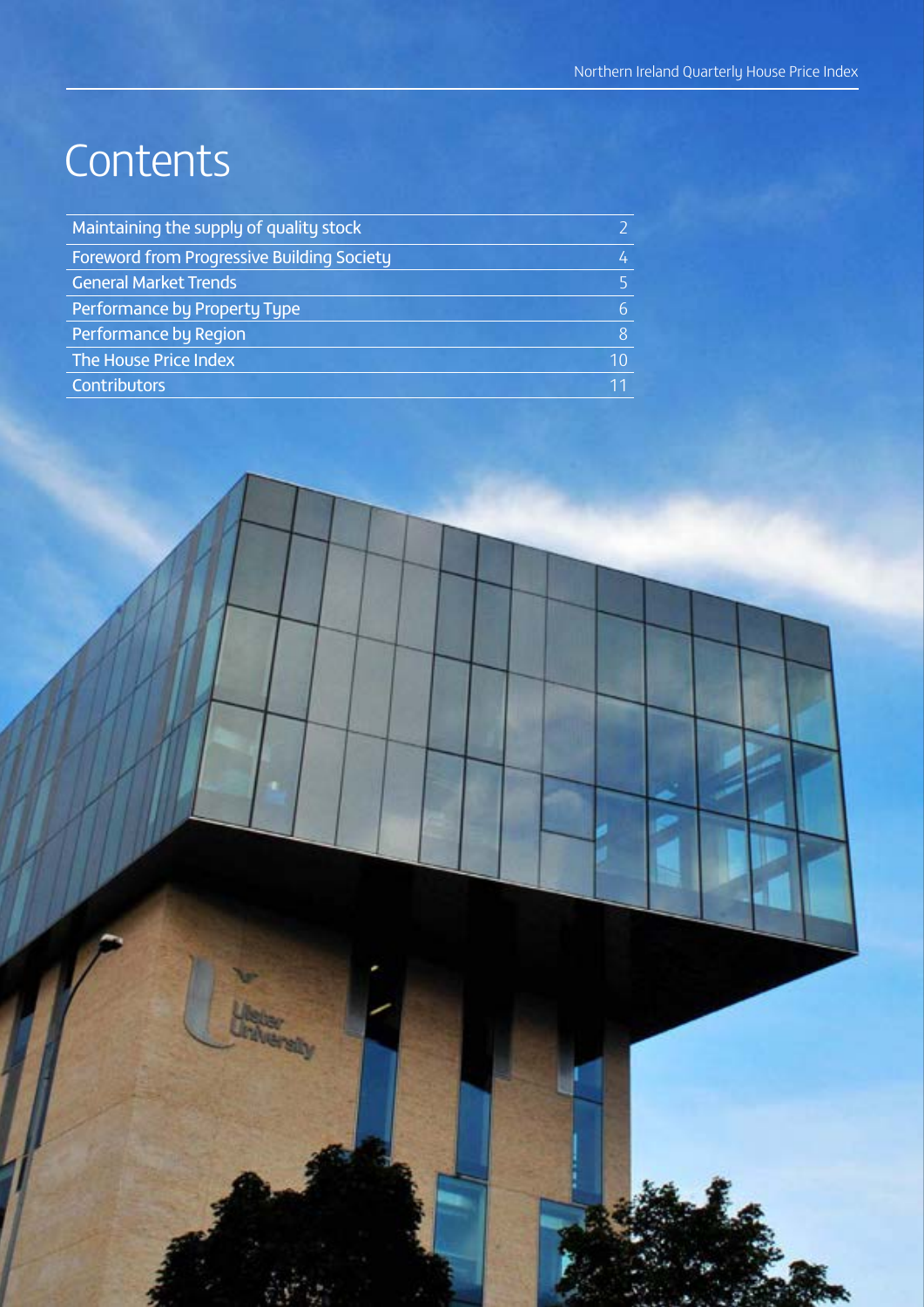# Contents

| | |
|---|---|
| Maintaining the supply of quality stock | 2 |
| Foreword from Progressive Building Society | 4 |
| General Market Trends | 5 |
| Performance by Property Type | 6 |
| Performance by Region | 8 |
| The House Price Index | 10 |
| Contributors | 11 |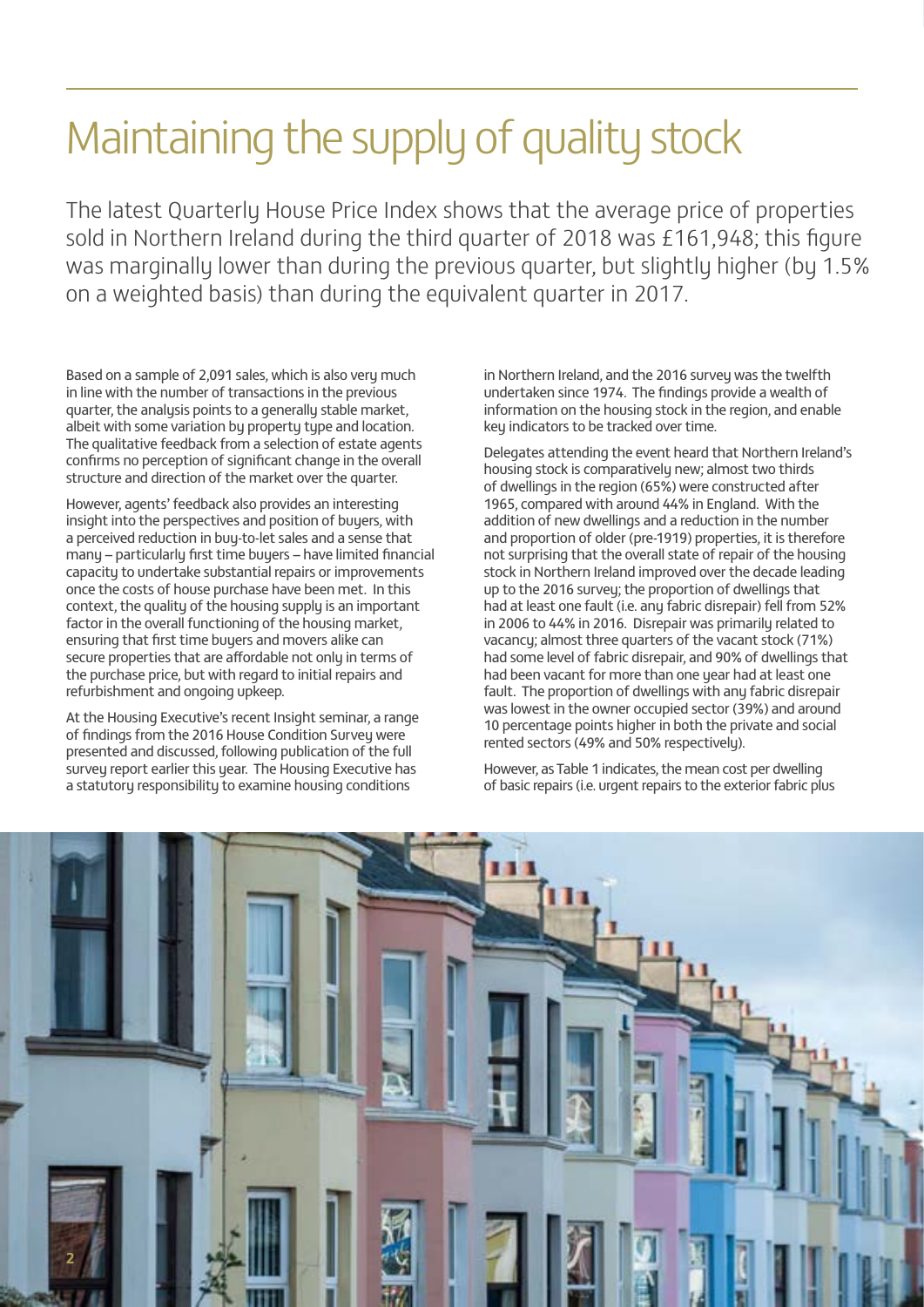# Maintaining the supply of quality stock

The latest Quarterly House Price Index shows that the average price of properties sold in Northern Ireland during the third quarter of 2018 was £161,948; this figure was marginally lower than during the previous quarter, but slightly higher (by 1.5% on a weighted basis) than during the equivalent quarter in 2017.

Based on a sample of 2,091 sales, which is also very much in line with the number of transactions in the previous quarter, the analysis points to a generally stable market, albeit with some variation by property type and location. The qualitative feedback from a selection of estate agents confirms no perception of significant change in the overall structure and direction of the market over the quarter.

However, agents' feedback also provides an interesting insight into the perspectives and position of buyers, with a perceived reduction in buy-to-let sales and a sense that many – particularly first time buyers – have limited financial capacity to undertake substantial repairs or improvements once the costs of house purchase have been met. In this context, the quality of the housing supply is an important factor in the overall functioning of the housing market, ensuring that first time buyers and movers alike can secure properties that are affordable not only in terms of the purchase price, but with regard to initial repairs and refurbishment and ongoing upkeep.

At the Housing Executive's recent Insight seminar, a range of findings from the 2016 House Condition Survey were presented and discussed, following publication of the full survey report earlier this year. The Housing Executive has a statutory responsibility to examine housing conditions in Northern Ireland, and the 2016 survey was the twelfth undertaken since 1974. The findings provide a wealth of information on the housing stock in the region, and enable key indicators to be tracked over time.

Delegates attending the event heard that Northern Ireland's housing stock is comparatively new; almost two thirds of dwellings in the region (65%) were constructed after 1965, compared with around 44% in England. With the addition of new dwellings and a reduction in the number and proportion of older (pre-1919) properties, it is therefore not surprising that the overall state of repair of the housing stock in Northern Ireland improved over the decade leading up to the 2016 survey; the proportion of dwellings that had at least one fault (i.e. any fabric disrepair) fell from 52% in 2006 to 44% in 2016. Disrepair was primarily related to vacancy; almost three quarters of the vacant stock (71%) had some level of fabric disrepair, and 90% of dwellings that had been vacant for more than one year had at least one fault. The proportion of dwellings with any fabric disrepair was lowest in the owner occupied sector (39%) and around 10 percentage points higher in both the private and social rented sectors (49% and 50% respectively).

However, as Table 1 indicates, the mean cost per dwelling of basic repairs (i.e. urgent repairs to the exterior fabric plus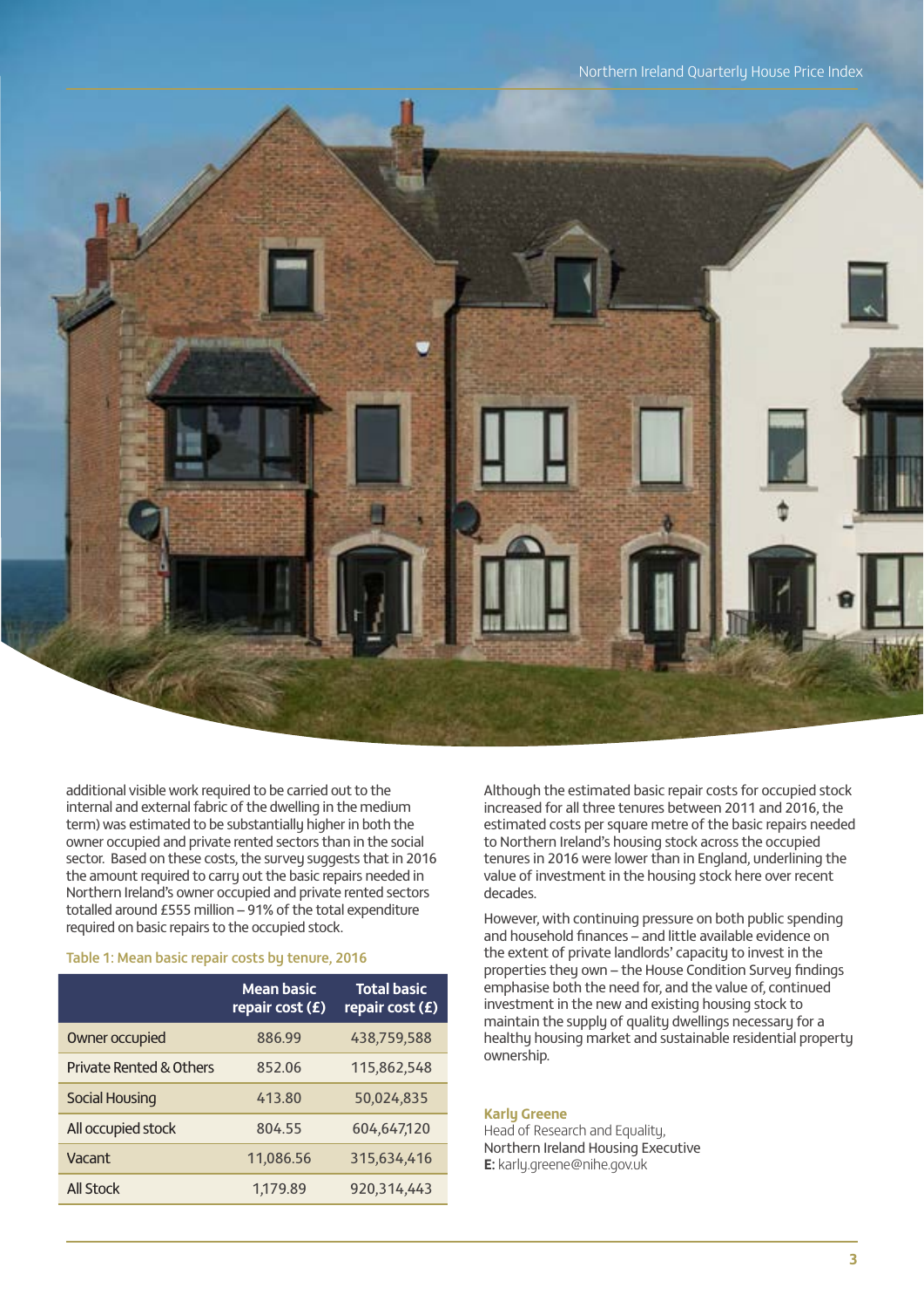additional visible work required to be carried out to the internal and external fabric of the dwelling in the medium term) was estimated to be substantially higher in both the owner occupied and private rented sectors than in the social sector. Based on these costs, the survey suggests that in 2016 the amount required to carry out the basic repairs needed in Northern Ireland's owner occupied and private rented sectors totalled around £555 million – 91% of the total expenditure required on basic repairs to the occupied stock.

Table 1: Mean basic repair costs by tenure, 2016

| | Mean basic repair cost (£) | Total basic repair cost (£) |
|---|---|---|
| Owner occupied | 886.99 | 438,759,588 |
| Private Rented & Others | 852.06 | 115,862,548 |
| Social Housing | 413.80 | 50,024,835 |
| All occupied stock | 804.55 | 604,647,120 |
| Vacant | 11,086.56 | 315,634,416 |
| All Stock | 1,179.89 | 920,314,443 |

Although the estimated basic repair costs for occupied stock increased for all three tenures between 2011 and 2016, the estimated costs per square metre of the basic repairs needed to Northern Ireland's housing stock across the occupied tenures in 2016 were lower than in England, underlining the value of investment in the housing stock here over recent decades.

However, with continuing pressure on both public spending and household finances – and little available evidence on the extent of private landlords' capacity to invest in the properties they own – the House Condition Survey findings emphasise both the need for, and the value of, continued investment in the new and existing housing stock to maintain the supply of quality dwellings necessary for a healthy housing market and sustainable residential property ownership.

**Karly Greene**
Head of Research and Equality,
Northern Ireland Housing Executive
**E:** karly.greene@nihe.gov.uk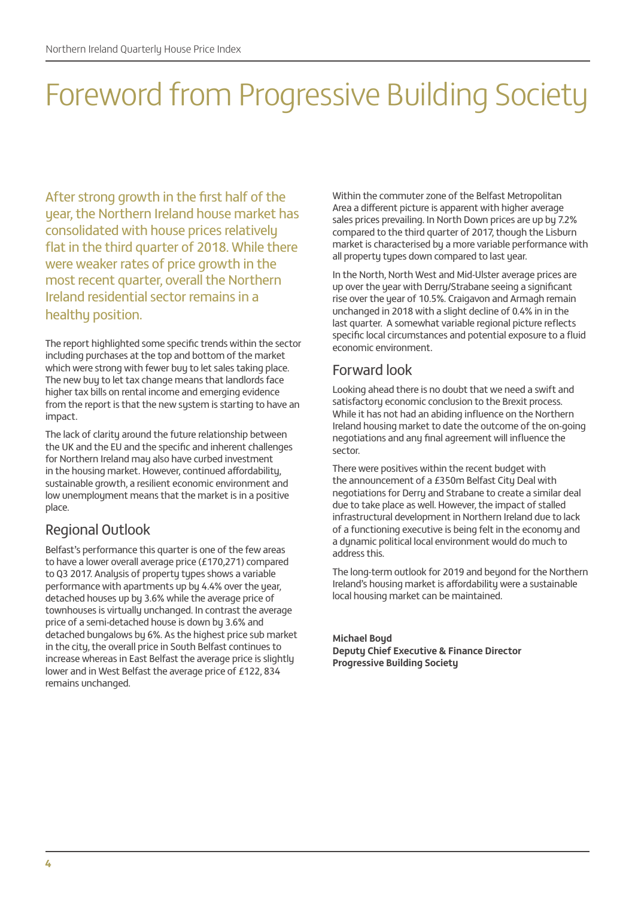# Foreword from Progressive Building Society

After strong growth in the first half of the year, the Northern Ireland house market has consolidated with house prices relatively flat in the third quarter of 2018. While there were weaker rates of price growth in the most recent quarter, overall the Northern Ireland residential sector remains in a healthy position.

The report highlighted some specific trends within the sector including purchases at the top and bottom of the market which were strong with fewer buy to let sales taking place. The new buy to let tax change means that landlords face higher tax bills on rental income and emerging evidence from the report is that the new system is starting to have an impact.

The lack of clarity around the future relationship between the UK and the EU and the specific and inherent challenges for Northern Ireland may also have curbed investment in the housing market. However, continued affordability, sustainable growth, a resilient economic environment and low unemployment means that the market is in a positive place.

## Regional Outlook

Belfast's performance this quarter is one of the few areas to have a lower overall average price (£170,271) compared to Q3 2017. Analysis of property types shows a variable performance with apartments up by 4.4% over the year, detached houses up by 3.6% while the average price of townhouses is virtually unchanged. In contrast the average price of a semi-detached house is down by 3.6% and detached bungalows by 6%. As the highest price sub market in the city, the overall price in South Belfast continues to increase whereas in East Belfast the average price is slightly lower and in West Belfast the average price of £122, 834 remains unchanged.

Within the commuter zone of the Belfast Metropolitan Area a different picture is apparent with higher average sales prices prevailing. In North Down prices are up by 7.2% compared to the third quarter of 2017, though the Lisburn market is characterised by a more variable performance with all property types down compared to last year.

In the North, North West and Mid-Ulster average prices are up over the year with Derry/Strabane seeing a significant rise over the year of 10.5%. Craigavon and Armagh remain unchanged in 2018 with a slight decline of 0.4% in in the last quarter. A somewhat variable regional picture reflects specific local circumstances and potential exposure to a fluid economic environment.

## Forward look

Looking ahead there is no doubt that we need a swift and satisfactory economic conclusion to the Brexit process. While it has not had an abiding influence on the Northern Ireland housing market to date the outcome of the on-going negotiations and any final agreement will influence the sector.

There were positives within the recent budget with the announcement of a £350m Belfast City Deal with negotiations for Derry and Strabane to create a similar deal due to take place as well. However, the impact of stalled infrastructural development in Northern Ireland due to lack of a functioning executive is being felt in the economy and a dynamic political local environment would do much to address this.

The long-term outlook for 2019 and beyond for the Northern Ireland's housing market is affordability were a sustainable local housing market can be maintained.

**Michael Boyd**
**Deputy Chief Executive & Finance Director**
**Progressive Building Society**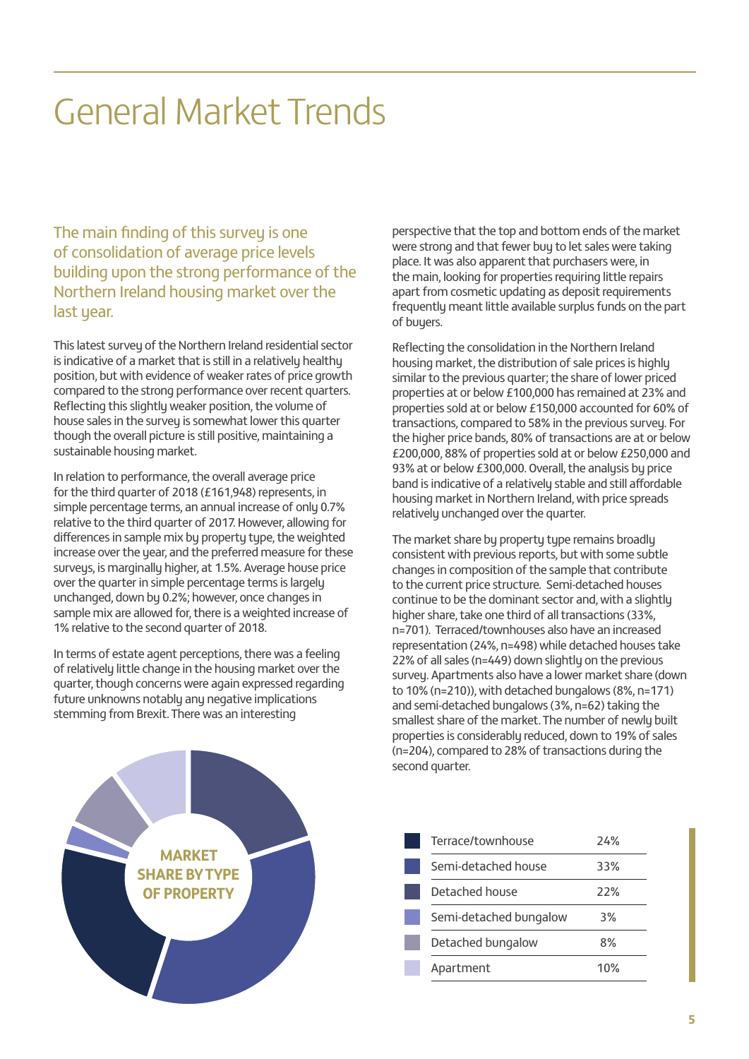# General Market Trends

## The main finding of this survey is one of consolidation of average price levels building upon the strong performance of the Northern Ireland housing market over the last year.

This latest survey of the Northern Ireland residential sector is indicative of a market that is still in a relatively healthy position, but with evidence of weaker rates of price growth compared to the strong performance over recent quarters. Reflecting this slightly weaker position, the volume of house sales in the survey is somewhat lower this quarter though the overall picture is still positive, maintaining a sustainable housing market.

In relation to performance, the overall average price for the third quarter of 2018 (£161,948) represents, in simple percentage terms, an annual increase of only 0.7% relative to the third quarter of 2017. However, allowing for differences in sample mix by property type, the weighted increase over the year, and the preferred measure for these surveys, is marginally higher, at 1.5%. Average house price over the quarter in simple percentage terms is largely unchanged, down by 0.2%; however, once changes in sample mix are allowed for, there is a weighted increase of 1% relative to the second quarter of 2018.

In terms of estate agent perceptions, there was a feeling of relatively little change in the housing market over the quarter, though concerns were again expressed regarding future unknowns notably any negative implications stemming from Brexit. There was an interesting perspective that the top and bottom ends of the market were strong and that fewer buy to let sales were taking place. It was also apparent that purchasers were, in the main, looking for properties requiring little repairs apart from cosmetic updating as deposit requirements frequently meant little available surplus funds on the part of buyers.

Reflecting the consolidation in the Northern Ireland housing market, the distribution of sale prices is highly similar to the previous quarter; the share of lower priced properties at or below £100,000 has remained at 23% and properties sold at or below £150,000 accounted for 60% of transactions, compared to 58% in the previous survey. For the higher price bands, 80% of transactions are at or below £200,000, 88% of properties sold at or below £250,000 and 93% at or below £300,000. Overall, the analysis by price band is indicative of a relatively stable and still affordable housing market in Northern Ireland, with price spreads relatively unchanged over the quarter.

The market share by property type remains broadly consistent with previous reports, but with some subtle changes in composition of the sample that contribute to the current price structure. Semi-detached houses continue to be the dominant sector and, with a slightly higher share, take one third of all transactions (33%, n=701). Terraced/townhouses also have an increased representation (24%, n=498) while detached houses take 22% of all sales (n=449) down slightly on the previous survey. Apartments also have a lower market share (down to 10% (n=210)), with detached bungalows (8%, n=171) and semi-detached bungalows (3%, n=62) taking the smallest share of the market. The number of newly built properties is considerably reduced, down to 19% of sales (n=204), compared to 28% of transactions during the second quarter.

**MARKET SHARE BY TYPE OF PROPERTY**

| Property type | Share |
|---|---|
| Terrace/townhouse | 24% |
| Semi-detached house | 33% |
| Detached house | 22% |
| Semi-detached bungalow | 3% |
| Detached bungalow | 8% |
| Apartment | 10% |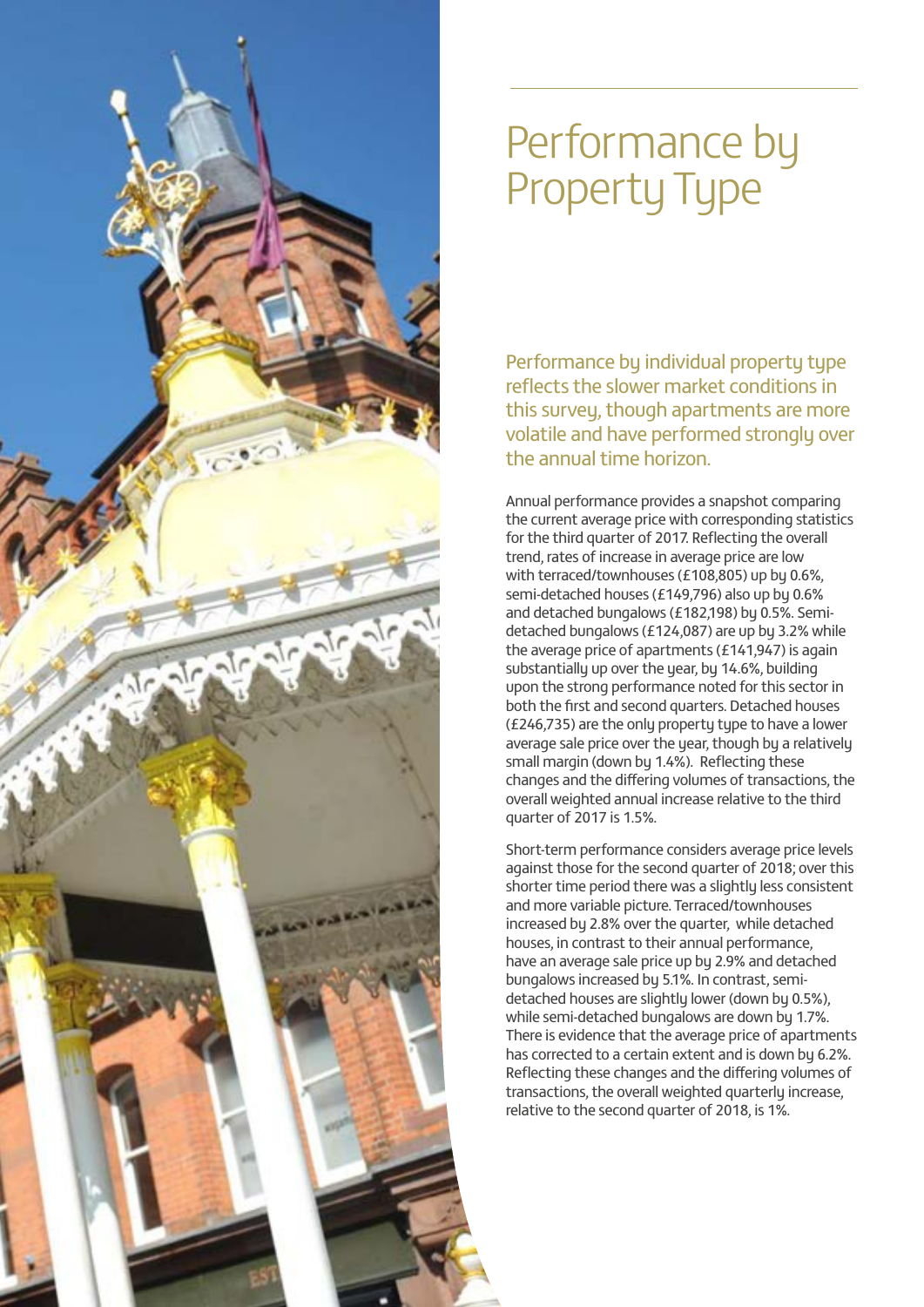# Performance by Property Type

Performance by individual property type reflects the slower market conditions in this survey, though apartments are more volatile and have performed strongly over the annual time horizon.

Annual performance provides a snapshot comparing the current average price with corresponding statistics for the third quarter of 2017. Reflecting the overall trend, rates of increase in average price are low with terraced/townhouses (£108,805) up by 0.6%, semi-detached houses (£149,796) also up by 0.6% and detached bungalows (£182,198) by 0.5%. Semi-detached bungalows (£124,087) are up by 3.2% while the average price of apartments (£141,947) is again substantially up over the year, by 14.6%, building upon the strong performance noted for this sector in both the first and second quarters. Detached houses (£246,735) are the only property type to have a lower average sale price over the year, though by a relatively small margin (down by 1.4%). Reflecting these changes and the differing volumes of transactions, the overall weighted annual increase relative to the third quarter of 2017 is 1.5%.

Short-term performance considers average price levels against those for the second quarter of 2018; over this shorter time period there was a slightly less consistent and more variable picture. Terraced/townhouses increased by 2.8% over the quarter, while detached houses, in contrast to their annual performance, have an average sale price up by 2.9% and detached bungalows increased by 5.1%. In contrast, semi-detached houses are slightly lower (down by 0.5%), while semi-detached bungalows are down by 1.7%. There is evidence that the average price of apartments has corrected to a certain extent and is down by 6.2%. Reflecting these changes and the differing volumes of transactions, the overall weighted quarterly increase, relative to the second quarter of 2018, is 1%.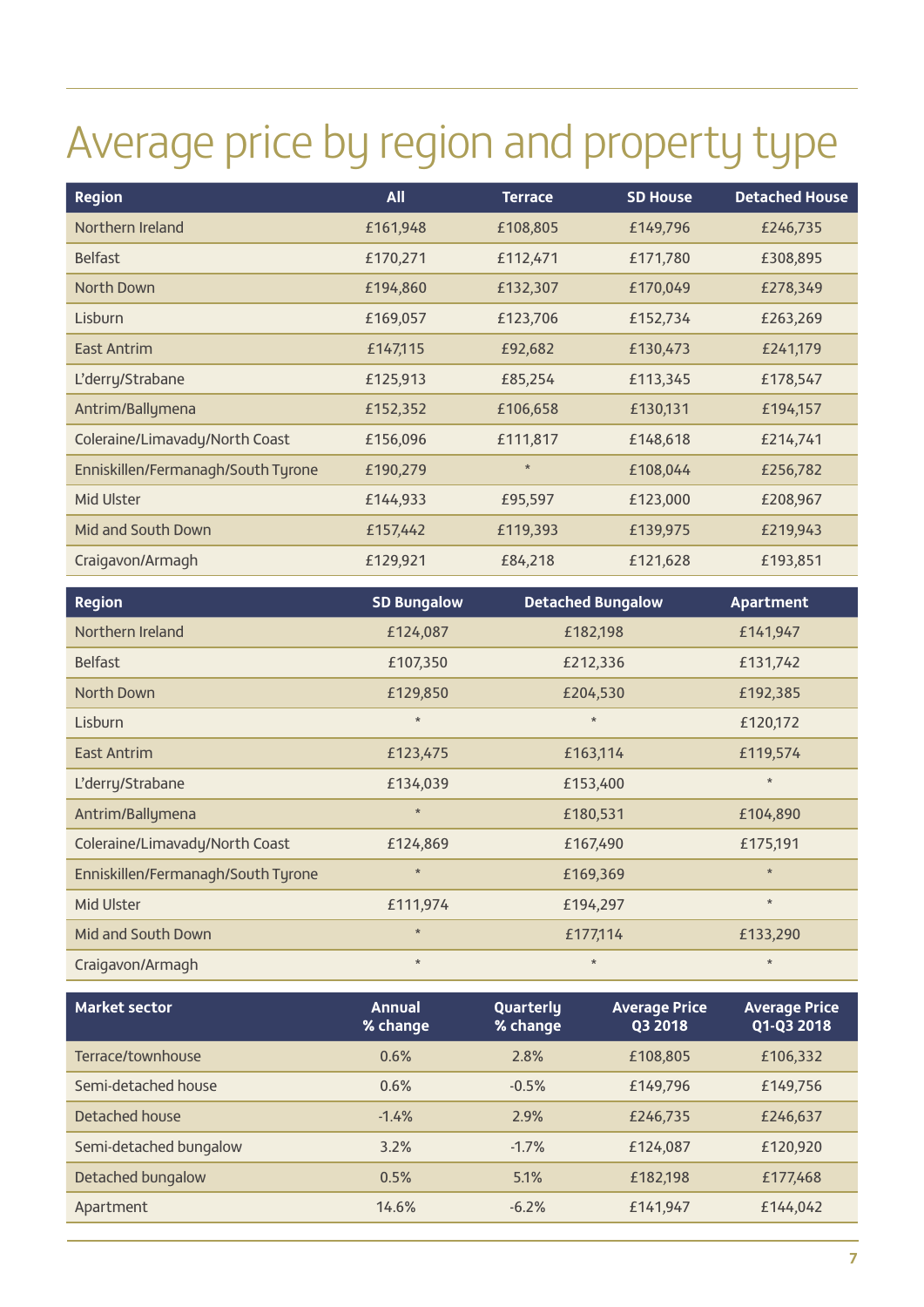# Average price by region and property type

| Region | All | Terrace | SD House | Detached House |
|---|---|---|---|---|
| Northern Ireland | £161,948 | £108,805 | £149,796 | £246,735 |
| Belfast | £170,271 | £112,471 | £171,780 | £308,895 |
| North Down | £194,860 | £132,307 | £170,049 | £278,349 |
| Lisburn | £169,057 | £123,706 | £152,734 | £263,269 |
| East Antrim | £147,115 | £92,682 | £130,473 | £241,179 |
| L'derry/Strabane | £125,913 | £85,254 | £113,345 | £178,547 |
| Antrim/Ballymena | £152,352 | £106,658 | £130,131 | £194,157 |
| Coleraine/Limavady/North Coast | £156,096 | £111,817 | £148,618 | £214,741 |
| Enniskillen/Fermanagh/South Tyrone | £190,279 | * | £108,044 | £256,782 |
| Mid Ulster | £144,933 | £95,597 | £123,000 | £208,967 |
| Mid and South Down | £157,442 | £119,393 | £139,975 | £219,943 |
| Craigavon/Armagh | £129,921 | £84,218 | £121,628 | £193,851 |

| Region | SD Bungalow | Detached Bungalow | Apartment |
|---|---|---|---|
| Northern Ireland | £124,087 | £182,198 | £141,947 |
| Belfast | £107,350 | £212,336 | £131,742 |
| North Down | £129,850 | £204,530 | £192,385 |
| Lisburn | * | * | £120,172 |
| East Antrim | £123,475 | £163,114 | £119,574 |
| L'derry/Strabane | £134,039 | £153,400 | * |
| Antrim/Ballymena | * | £180,531 | £104,890 |
| Coleraine/Limavady/North Coast | £124,869 | £167,490 | £175,191 |
| Enniskillen/Fermanagh/South Tyrone | * | £169,369 | * |
| Mid Ulster | £111,974 | £194,297 | * |
| Mid and South Down | * | £177,114 | £133,290 |
| Craigavon/Armagh | * | * | * |

| Market sector | Annual % change | Quarterly % change | Average Price Q3 2018 | Average Price Q1-Q3 2018 |
|---|---|---|---|---|
| Terrace/townhouse | 0.6% | 2.8% | £108,805 | £106,332 |
| Semi-detached house | 0.6% | -0.5% | £149,796 | £149,756 |
| Detached house | -1.4% | 2.9% | £246,735 | £246,637 |
| Semi-detached bungalow | 3.2% | -1.7% | £124,087 | £120,920 |
| Detached bungalow | 0.5% | 5.1% | £182,198 | £177,468 |
| Apartment | 14.6% | -6.2% | £141,947 | £144,042 |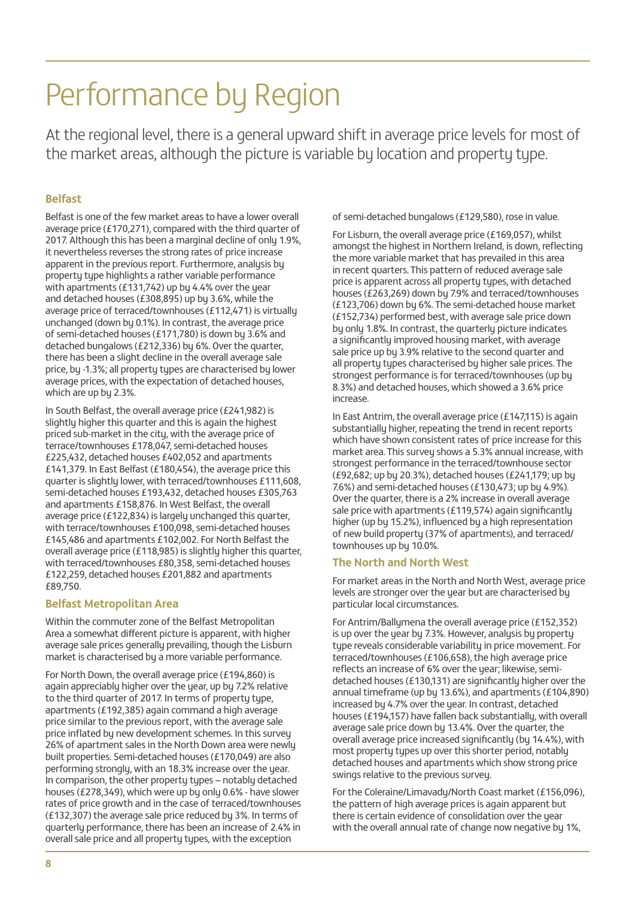# Performance by Region

At the regional level, there is a general upward shift in average price levels for most of the market areas, although the picture is variable by location and property type.

### Belfast

Belfast is one of the few market areas to have a lower overall average price (£170,271), compared with the third quarter of 2017. Although this has been a marginal decline of only 1.9%, it nevertheless reverses the strong rates of price increase apparent in the previous report. Furthermore, analysis by property type highlights a rather variable performance with apartments (£131,742) up by 4.4% over the year and detached houses (£308,895) up by 3.6%, while the average price of terraced/townhouses (£112,471) is virtually unchanged (down by 0.1%). In contrast, the average price of semi-detached houses (£171,780) is down by 3.6% and detached bungalows (£212,336) by 6%. Over the quarter, there has been a slight decline in the overall average sale price, by -1.3%; all property types are characterised by lower average prices, with the expectation of detached houses, which are up by 2.3%.

In South Belfast, the overall average price (£241,982) is slightly higher this quarter and this is again the highest priced sub-market in the city, with the average price of terrace/townhouses £178,047, semi-detached houses £225,432, detached houses £402,052 and apartments £141,379. In East Belfast (£180,454), the average price this quarter is slightly lower, with terraced/townhouses £111,608, semi-detached houses £193,432, detached houses £305,763 and apartments £158,876. In West Belfast, the overall average price (£122,834) is largely unchanged this quarter, with terrace/townhouses £100,098, semi-detached houses £145,486 and apartments £102,002. For North Belfast the overall average price (£118,985) is slightly higher this quarter, with terraced/townhouses £80,358, semi-detached houses £122,259, detached houses £201,882 and apartments £89,750.

### Belfast Metropolitan Area

Within the commuter zone of the Belfast Metropolitan Area a somewhat different picture is apparent, with higher average sale prices generally prevailing, though the Lisburn market is characterised by a more variable performance.

For North Down, the overall average price (£194,860) is again appreciably higher over the year, up by 7.2% relative to the third quarter of 2017. In terms of property type, apartments (£192,385) again command a high average price similar to the previous report, with the average sale price inflated by new development schemes. In this survey 26% of apartment sales in the North Down area were newly built properties. Semi-detached houses (£170,049) are also performing strongly, with an 18.3% increase over the year. In comparison, the other property types – notably detached houses (£278,349), which were up by only 0.6% - have slower rates of price growth and in the case of terraced/townhouses (£132,307) the average sale price reduced by 3%. In terms of quarterly performance, there has been an increase of 2.4% in overall sale price and all property types, with the exception of semi-detached bungalows (£129,580), rose in value.

For Lisburn, the overall average price (£169,057), whilst amongst the highest in Northern Ireland, is down, reflecting the more variable market that has prevailed in this area in recent quarters. This pattern of reduced average sale price is apparent across all property types, with detached houses (£263,269) down by 7.9% and terraced/townhouses (£123,706) down by 6%. The semi-detached house market (£152,734) performed best, with average sale price down by only 1.8%. In contrast, the quarterly picture indicates a significantly improved housing market, with average sale price up by 3.9% relative to the second quarter and all property types characterised by higher sale prices. The strongest performance is for terraced/townhouses (up by 8.3%) and detached houses, which showed a 3.6% price increase.

In East Antrim, the overall average price (£147,115) is again substantially higher, repeating the trend in recent reports which have shown consistent rates of price increase for this market area. This survey shows a 5.3% annual increase, with strongest performance in the terraced/townhouse sector (£92,682; up by 20.3%), detached houses (£241,179; up by 7.6%) and semi-detached houses (£130,473; up by 4.9%). Over the quarter, there is a 2% increase in overall average sale price with apartments (£119,574) again significantly higher (up by 15.2%), influenced by a high representation of new build property (37% of apartments), and terraced/townhouses up by 10.0%.

### The North and North West

For market areas in the North and North West, average price levels are stronger over the year but are characterised by particular local circumstances.

For Antrim/Ballymena the overall average price (£152,352) is up over the year by 7.3%. However, analysis by property type reveals considerable variability in price movement. For terraced/townhouses (£106,658), the high average price reflects an increase of 6% over the year; likewise, semi-detached houses (£130,131) are significantly higher over the annual timeframe (up by 13.6%), and apartments (£104,890) increased by 4.7% over the year. In contrast, detached houses (£194,157) have fallen back substantially, with overall average sale price down by 13.4%. Over the quarter, the overall average price increased significantly (by 14.4%), with most property types up over this shorter period, notably detached houses and apartments which show strong price swings relative to the previous survey.

For the Coleraine/Limavady/North Coast market (£156,096), the pattern of high average prices is again apparent but there is certain evidence of consolidation over the year with the overall annual rate of change now negative by 1%,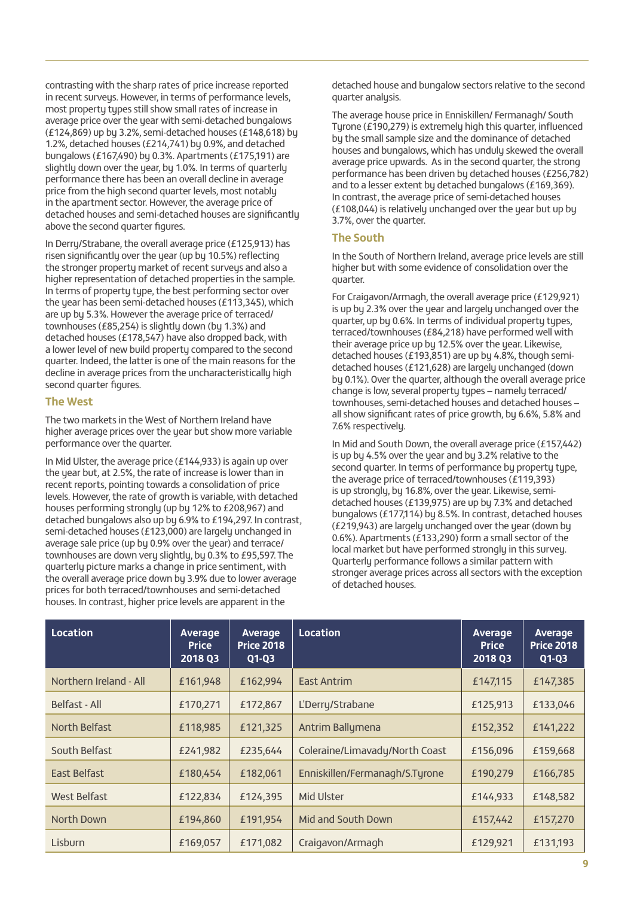contrasting with the sharp rates of price increase reported in recent surveys. However, in terms of performance levels, most property types still show small rates of increase in average price over the year with semi-detached bungalows (£124,869) up by 3.2%, semi-detached houses (£148,618) by 1.2%, detached houses (£214,741) by 0.9%, and detached bungalows (£167,490) by 0.3%. Apartments (£175,191) are slightly down over the year, by 1.0%. In terms of quarterly performance there has been an overall decline in average price from the high second quarter levels, most notably in the apartment sector. However, the average price of detached houses and semi-detached houses are significantly above the second quarter figures.

In Derry/Strabane, the overall average price (£125,913) has risen significantly over the year (up by 10.5%) reflecting the stronger property market of recent surveys and also a higher representation of detached properties in the sample. In terms of property type, the best performing sector over the year has been semi-detached houses (£113,345), which are up by 5.3%. However the average price of terraced/townhouses (£85,254) is slightly down (by 1.3%) and detached houses (£178,547) have also dropped back, with a lower level of new build property compared to the second quarter. Indeed, the latter is one of the main reasons for the decline in average prices from the uncharacteristically high second quarter figures.

### The West

The two markets in the West of Northern Ireland have higher average prices over the year but show more variable performance over the quarter.

In Mid Ulster, the average price (£144,933) is again up over the year but, at 2.5%, the rate of increase is lower than in recent reports, pointing towards a consolidation of price levels. However, the rate of growth is variable, with detached houses performing strongly (up by 12% to £208,967) and detached bungalows also up by 6.9% to £194,297. In contrast, semi-detached houses (£123,000) are largely unchanged in average sale price (up by 0.9% over the year) and terrace/townhouses are down very slightly, by 0.3% to £95,597. The quarterly picture marks a change in price sentiment, with the overall average price down by 3.9% due to lower average prices for both terraced/townhouses and semi-detached houses. In contrast, higher price levels are apparent in the detached house and bungalow sectors relative to the second quarter analysis.

The average house price in Enniskillen/ Fermanagh/ South Tyrone (£190,279) is extremely high this quarter, influenced by the small sample size and the dominance of detached houses and bungalows, which has unduly skewed the overall average price upwards. As in the second quarter, the strong performance has been driven by detached houses (£256,782) and to a lesser extent by detached bungalows (£169,369). In contrast, the average price of semi-detached houses (£108,044) is relatively unchanged over the year but up by 3.7%, over the quarter.

### The South

In the South of Northern Ireland, average price levels are still higher but with some evidence of consolidation over the quarter.

For Craigavon/Armagh, the overall average price (£129,921) is up by 2.3% over the year and largely unchanged over the quarter, up by 0.6%. In terms of individual property types, terraced/townhouses (£84,218) have performed well with their average price up by 12.5% over the year. Likewise, detached houses (£193,851) are up by 4.8%, though semi-detached houses (£121,628) are largely unchanged (down by 0.1%). Over the quarter, although the overall average price change is low, several property types – namely terraced/townhouses, semi-detached houses and detached houses – all show significant rates of price growth, by 6.6%, 5.8% and 7.6% respectively.

In Mid and South Down, the overall average price (£157,442) is up by 4.5% over the year and by 3.2% relative to the second quarter. In terms of performance by property type, the average price of terraced/townhouses (£119,393) is up strongly, by 16.8%, over the year. Likewise, semi-detached houses (£139,975) are up by 7.3% and detached bungalows (£177,114) by 8.5%. In contrast, detached houses (£219,943) are largely unchanged over the year (down by 0.6%). Apartments (£133,290) form a small sector of the local market but have performed strongly in this survey. Quarterly performance follows a similar pattern with stronger average prices across all sectors with the exception of detached houses.

| Location | Average Price 2018 Q3 | Average Price 2018 Q1-Q3 | Location | Average Price 2018 Q3 | Average Price 2018 Q1-Q3 |
|---|---|---|---|---|---|
| Northern Ireland - All | £161,948 | £162,994 | East Antrim | £147,115 | £147,385 |
| Belfast - All | £170,271 | £172,867 | L'Derry/Strabane | £125,913 | £133,046 |
| North Belfast | £118,985 | £121,325 | Antrim Ballymena | £152,352 | £141,222 |
| South Belfast | £241,982 | £235,644 | Coleraine/Limavady/North Coast | £156,096 | £159,668 |
| East Belfast | £180,454 | £182,061 | Enniskillen/Fermanagh/S.Tyrone | £190,279 | £166,785 |
| West Belfast | £122,834 | £124,395 | Mid Ulster | £144,933 | £148,582 |
| North Down | £194,860 | £191,954 | Mid and South Down | £157,442 | £157,270 |
| Lisburn | £169,057 | £171,082 | Craigavon/Armagh | £129,921 | £131,193 |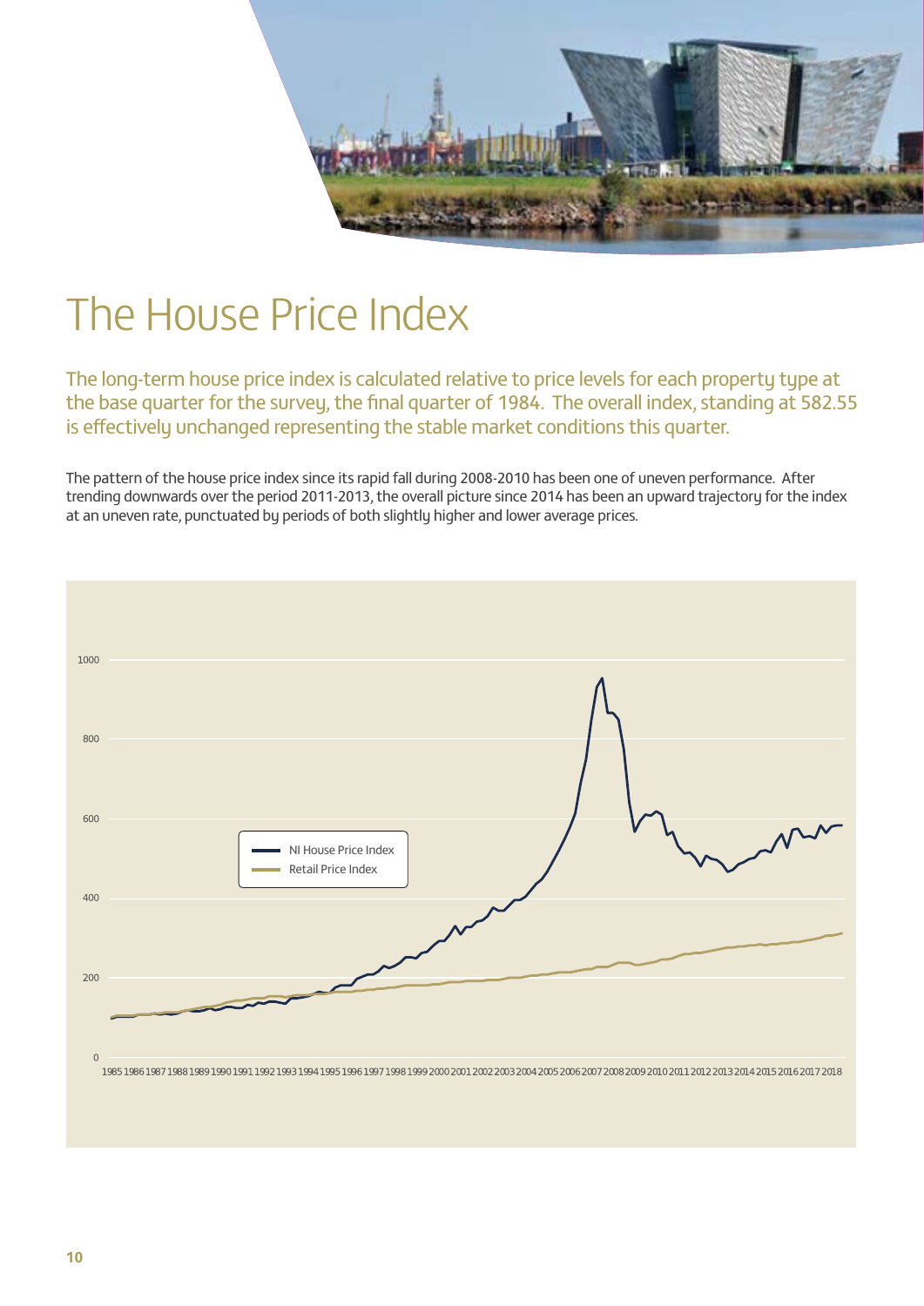# The House Price Index

The long-term house price index is calculated relative to price levels for each property type at the base quarter for the survey, the final quarter of 1984. The overall index, standing at 582.55 is effectively unchanged representing the stable market conditions this quarter.

The pattern of the house price index since its rapid fall during 2008-2010 has been one of uneven performance. After trending downwards over the period 2011-2013, the overall picture since 2014 has been an upward trajectory for the index at an uneven rate, punctuated by periods of both slightly higher and lower average prices.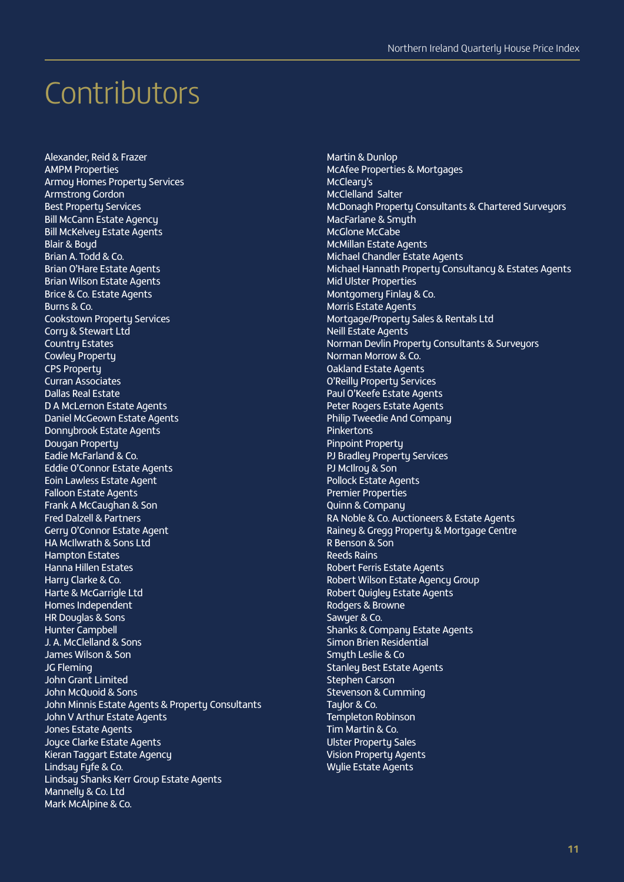# Contributors

Alexander, Reid & Frazer
AMPM Properties
Armoy Homes Property Services
Armstrong Gordon
Best Property Services
Bill McCann Estate Agency
Bill McKelvey Estate Agents
Blair & Boyd
Brian A. Todd & Co.
Brian O'Hare Estate Agents
Brian Wilson Estate Agents
Brice & Co. Estate Agents
Burns & Co.
Cookstown Property Services
Corry & Stewart Ltd
Country Estates
Cowley Property
CPS Property
Curran Associates
Dallas Real Estate
D A McLernon Estate Agents
Daniel McGeown Estate Agents
Donnybrook Estate Agents
Dougan Property
Eadie McFarland & Co.
Eddie O'Connor Estate Agents
Eoin Lawless Estate Agent
Falloon Estate Agents
Frank A McCaughan & Son
Fred Dalzell & Partners
Gerry O'Connor Estate Agent
HA McIlwrath & Sons Ltd
Hampton Estates
Hanna Hillen Estates
Harry Clarke & Co.
Harte & McGarrigle Ltd
Homes Independent
HR Douglas & Sons
Hunter Campbell
J. A. McClelland & Sons
James Wilson & Son
JG Fleming
John Grant Limited
John McQuoid & Sons
John Minnis Estate Agents & Property Consultants
John V Arthur Estate Agents
Jones Estate Agents
Joyce Clarke Estate Agents
Kieran Taggart Estate Agency
Lindsay Fyfe & Co.
Lindsay Shanks Kerr Group Estate Agents
Mannelly & Co. Ltd
Mark McAlpine & Co.
Martin & Dunlop
McAfee Properties & Mortgages
McCleary's
McClelland Salter
McDonagh Property Consultants & Chartered Surveyors
MacFarlane & Smyth
McGlone McCabe
McMillan Estate Agents
Michael Chandler Estate Agents
Michael Hannath Property Consultancy & Estates Agents
Mid Ulster Properties
Montgomery Finlay & Co.
Morris Estate Agents
Mortgage/Property Sales & Rentals Ltd
Neill Estate Agents
Norman Devlin Property Consultants & Surveyors
Norman Morrow & Co.
Oakland Estate Agents
O'Reilly Property Services
Paul O'Keefe Estate Agents
Peter Rogers Estate Agents
Philip Tweedie And Company
Pinkertons
Pinpoint Property
PJ Bradley Property Services
PJ McIlroy & Son
Pollock Estate Agents
Premier Properties
Quinn & Company
RA Noble & Co. Auctioneers & Estate Agents
Rainey & Gregg Property & Mortgage Centre
R Benson & Son
Reeds Rains
Robert Ferris Estate Agents
Robert Wilson Estate Agency Group
Robert Quigley Estate Agents
Rodgers & Browne
Sawyer & Co.
Shanks & Company Estate Agents
Simon Brien Residential
Smyth Leslie & Co
Stanley Best Estate Agents
Stephen Carson
Stevenson & Cumming
Taylor & Co.
Templeton Robinson
Tim Martin & Co.
Ulster Property Sales
Vision Property Agents
Wylie Estate Agents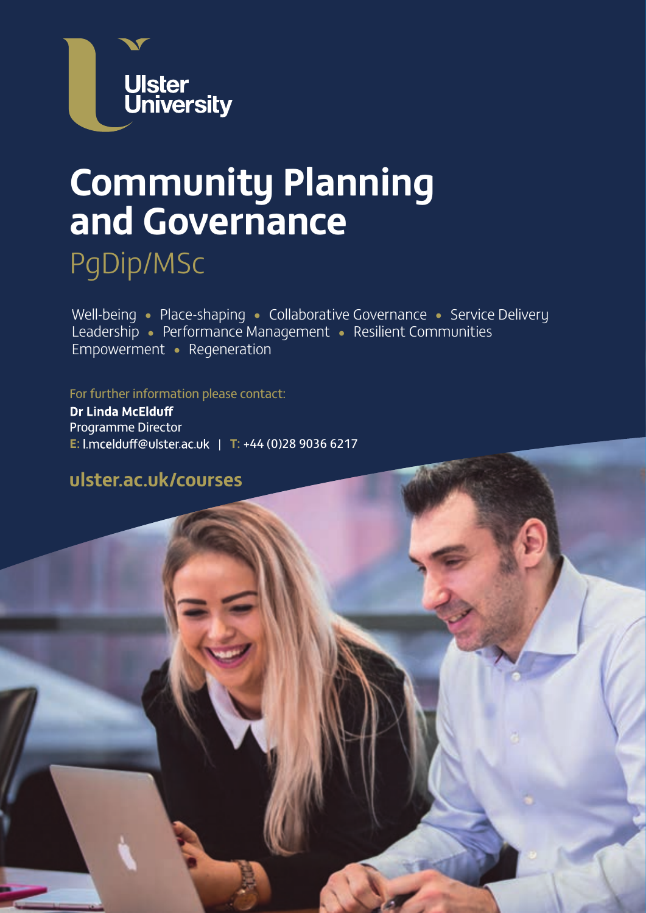Ulster University

# Community Planning and Governance

## PgDip/MSc

Well-being • Place-shaping • Collaborative Governance • Service Delivery Leadership • Performance Management • Resilient Communities Empowerment • Regeneration

For further information please contact:

**Dr Linda McElduff**
Programme Director
**E:** l.mcelduff@ulster.ac.uk | **T:** +44 (0)28 9036 6217

**ulster.ac.uk/courses**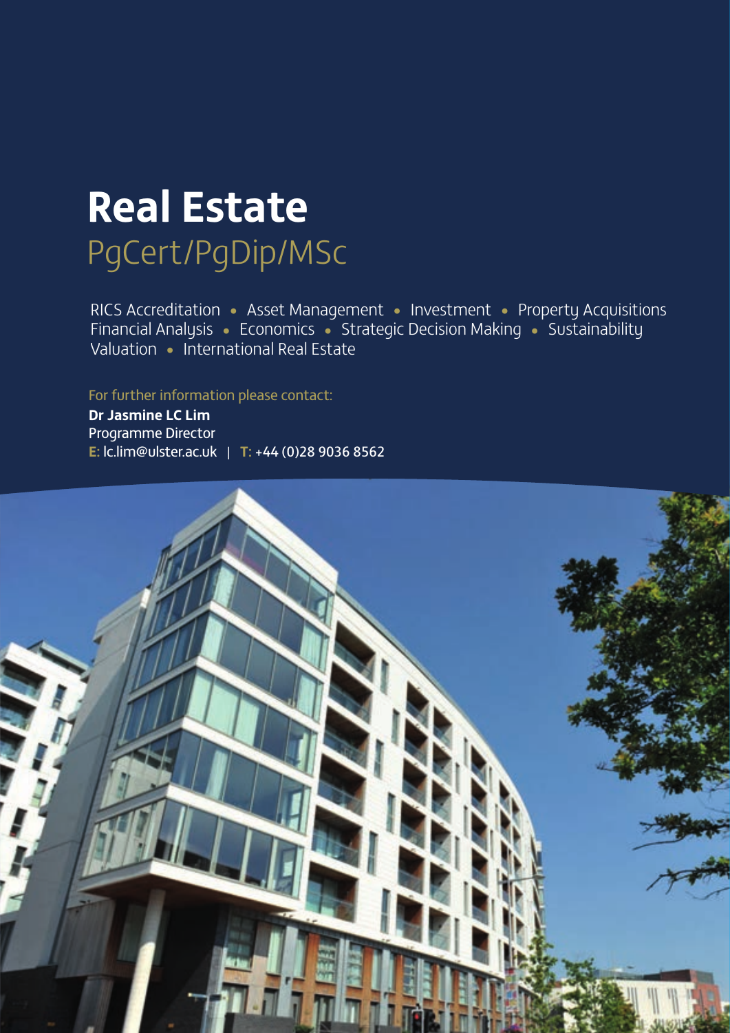# Real Estate

## PgCert/PgDip/MSc

RICS Accreditation • Asset Management • Investment • Property Acquisitions
Financial Analysis • Economics • Strategic Decision Making • Sustainability
Valuation • International Real Estate

For further information please contact:

**Dr Jasmine LC Lim**
Programme Director
**E:** lc.lim@ulster.ac.uk | **T:** +44 (0)28 9036 8562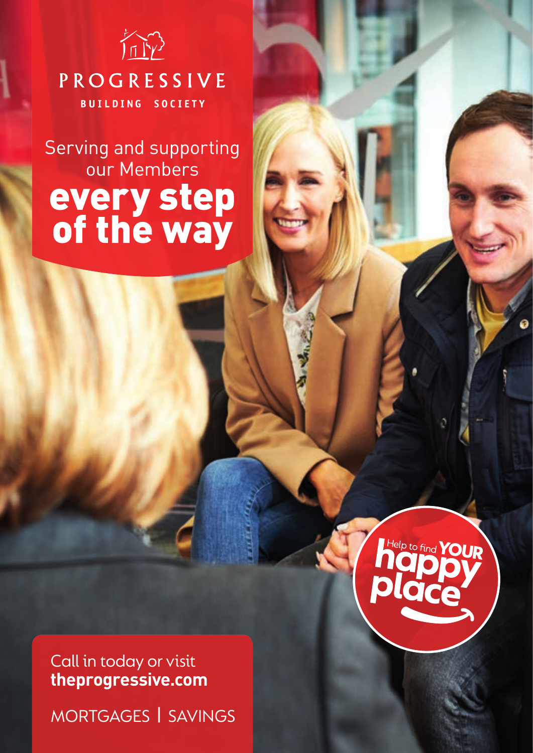PROGRESSIVE

BUILDING SOCIETY

Serving and supporting our Members

# every step of the way

Help to find YOUR happy place

Call in today or visit
**theprogressive.com**

MORTGAGES | SAVINGS